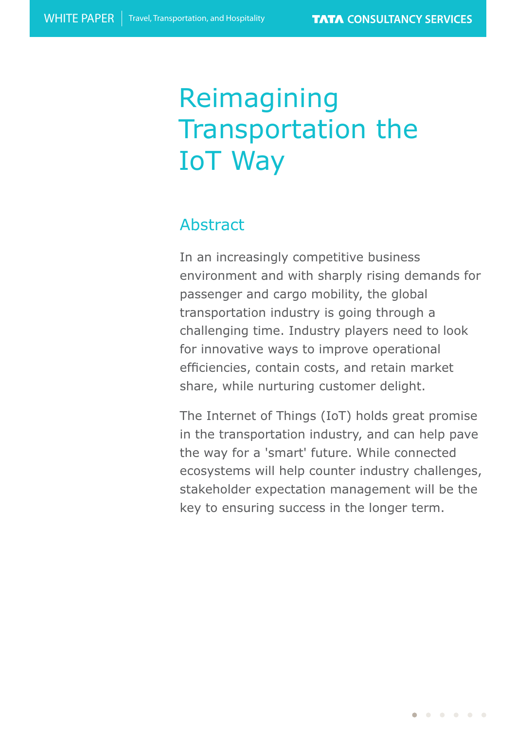# Reimagining Transportation the IoT Way

## Abstract

In an increasingly competitive business environment and with sharply rising demands for passenger and cargo mobility, the global transportation industry is going through a challenging time. Industry players need to look for innovative ways to improve operational efficiencies, contain costs, and retain market share, while nurturing customer delight.

The Internet of Things (IoT) holds great promise in the transportation industry, and can help pave the way for a 'smart' future. While connected ecosystems will help counter industry challenges, stakeholder expectation management will be the key to ensuring success in the longer term.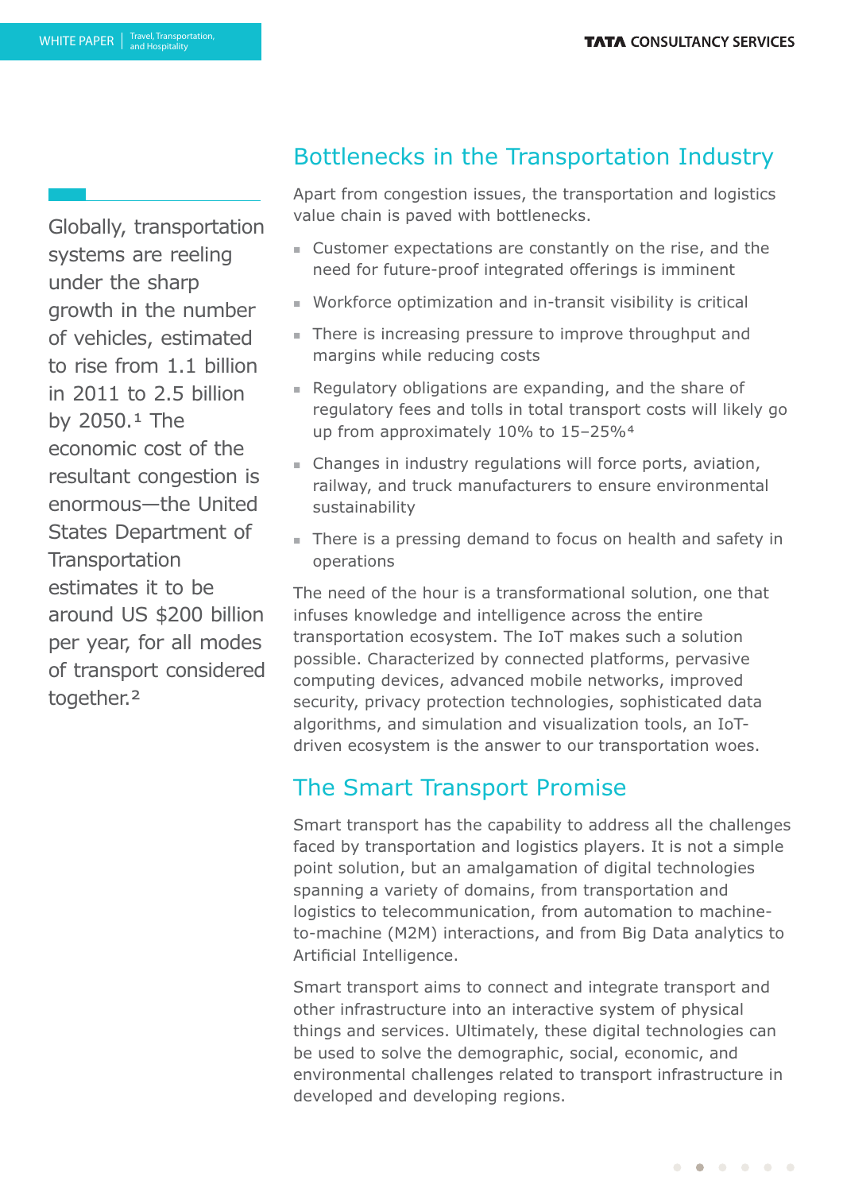Globally, transportation systems are reeling under the sharp growth in the number of vehicles, estimated to rise from 1.1 billion in 2011 to 2.5 billion by 2050.[1] The economic cost of the resultant congestion is enormous—the United States Department of Transportation estimates it to be around US $200 billion per year, for all modes of transport considered together.[2]

## Bottlenecks in the Transportation Industry

Apart from congestion issues, the transportation and logistics value chain is paved with bottlenecks.

- Customer expectations are constantly on the rise, and the need for future-proof integrated offerings is imminent
- Workforce optimization and in-transit visibility is critical
- There is increasing pressure to improve throughput and margins while reducing costs
- Regulatory obligations are expanding, and the share of regulatory fees and tolls in total transport costs will likely go up from approximately 10% to 15–25%[4]
- Changes in industry regulations will force ports, aviation, railway, and truck manufacturers to ensure environmental sustainability
- There is a pressing demand to focus on health and safety in operations

The need of the hour is a transformational solution, one that infuses knowledge and intelligence across the entire transportation ecosystem. The IoT makes such a solution possible. Characterized by connected platforms, pervasive computing devices, advanced mobile networks, improved security, privacy protection technologies, sophisticated data algorithms, and simulation and visualization tools, an IoT-driven ecosystem is the answer to our transportation woes.

## The Smart Transport Promise

Smart transport has the capability to address all the challenges faced by transportation and logistics players. It is not a simple point solution, but an amalgamation of digital technologies spanning a variety of domains, from transportation and logistics to telecommunication, from automation to machine-to-machine (M2M) interactions, and from Big Data analytics to Artificial Intelligence.

Smart transport aims to connect and integrate transport and other infrastructure into an interactive system of physical things and services. Ultimately, these digital technologies can be used to solve the demographic, social, economic, and environmental challenges related to transport infrastructure in developed and developing regions.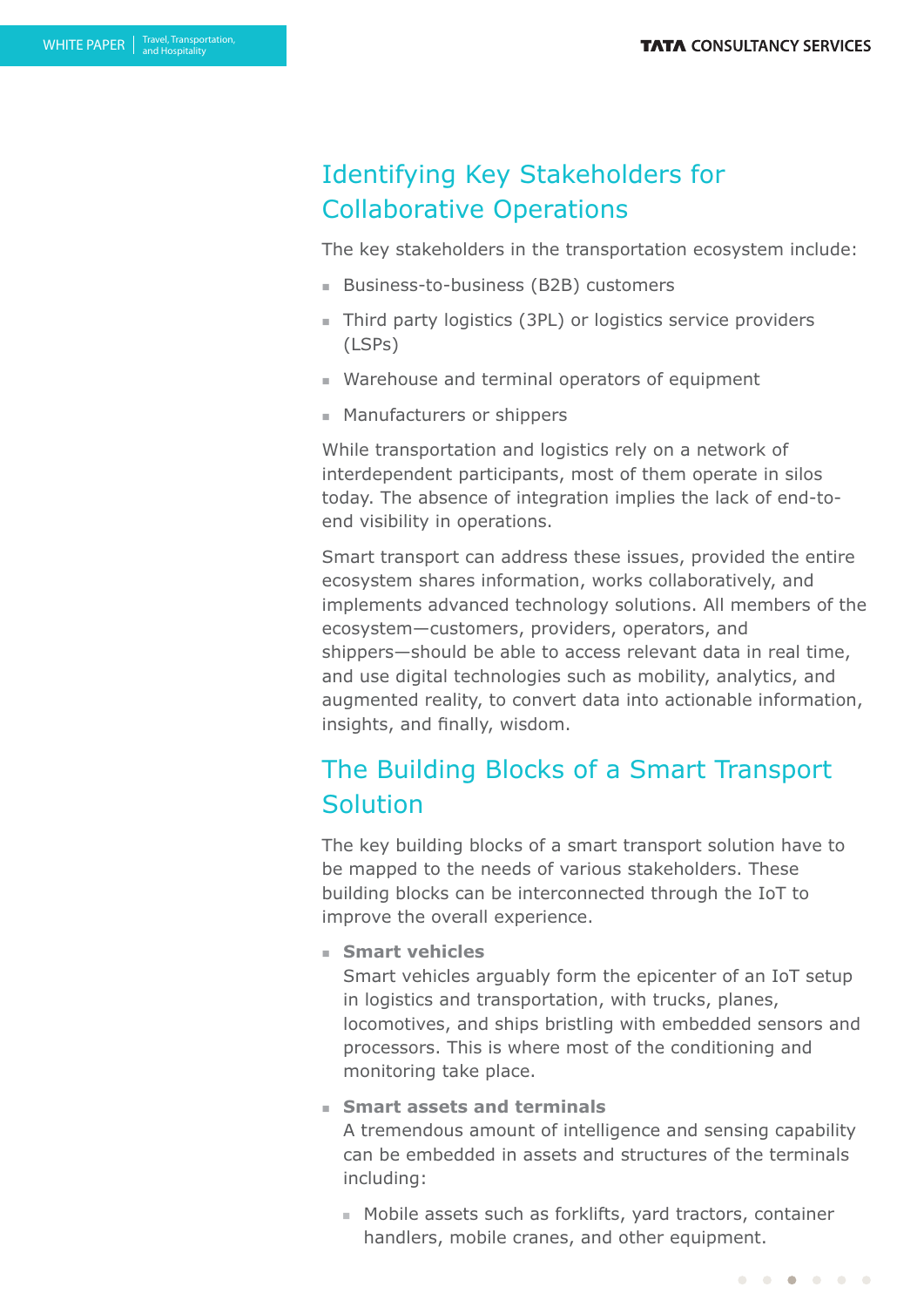## Identifying Key Stakeholders for Collaborative Operations

The key stakeholders in the transportation ecosystem include:

- Business-to-business (B2B) customers
- Third party logistics (3PL) or logistics service providers (LSPs)
- Warehouse and terminal operators of equipment
- Manufacturers or shippers

While transportation and logistics rely on a network of interdependent participants, most of them operate in silos today. The absence of integration implies the lack of end-to-end visibility in operations.

Smart transport can address these issues, provided the entire ecosystem shares information, works collaboratively, and implements advanced technology solutions. All members of the ecosystem—customers, providers, operators, and shippers—should be able to access relevant data in real time, and use digital technologies such as mobility, analytics, and augmented reality, to convert data into actionable information, insights, and finally, wisdom.

## The Building Blocks of a Smart Transport Solution

The key building blocks of a smart transport solution have to be mapped to the needs of various stakeholders. These building blocks can be interconnected through the IoT to improve the overall experience.

- **Smart vehicles**
  Smart vehicles arguably form the epicenter of an IoT setup in logistics and transportation, with trucks, planes, locomotives, and ships bristling with embedded sensors and processors. This is where most of the conditioning and monitoring take place.
- **Smart assets and terminals**
  A tremendous amount of intelligence and sensing capability can be embedded in assets and structures of the terminals including:
  - Mobile assets such as forklifts, yard tractors, container handlers, mobile cranes, and other equipment.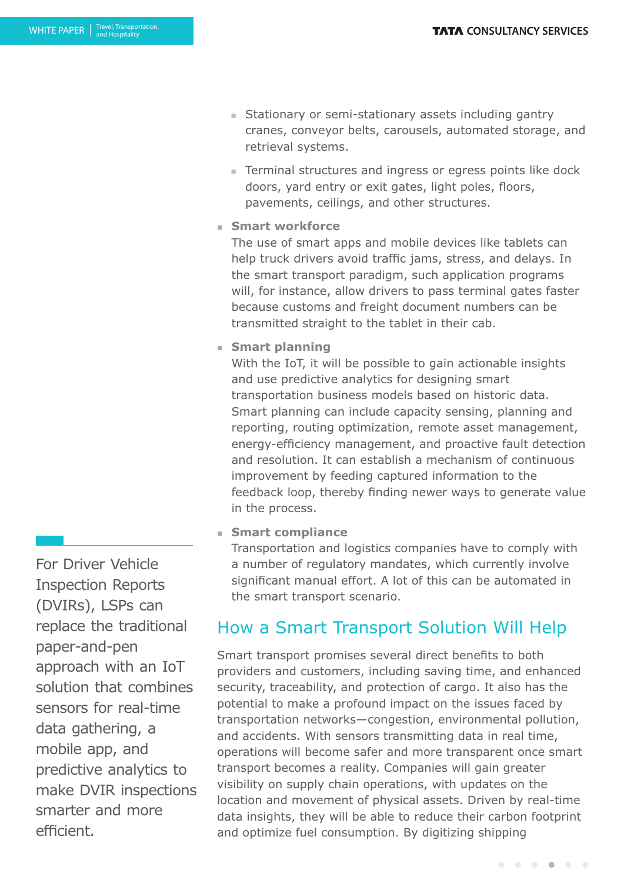- Stationary or semi-stationary assets including gantry cranes, conveyor belts, carousels, automated storage, and retrieval systems.
- Terminal structures and ingress or egress points like dock doors, yard entry or exit gates, light poles, floors, pavements, ceilings, and other structures.

- **Smart workforce**
  The use of smart apps and mobile devices like tablets can help truck drivers avoid traffic jams, stress, and delays. In the smart transport paradigm, such application programs will, for instance, allow drivers to pass terminal gates faster because customs and freight document numbers can be transmitted straight to the tablet in their cab.

- **Smart planning**
  With the IoT, it will be possible to gain actionable insights and use predictive analytics for designing smart transportation business models based on historic data. Smart planning can include capacity sensing, planning and reporting, routing optimization, remote asset management, energy-efficiency management, and proactive fault detection and resolution. It can establish a mechanism of continuous improvement by feeding captured information to the feedback loop, thereby finding newer ways to generate value in the process.

- **Smart compliance**
  Transportation and logistics companies have to comply with a number of regulatory mandates, which currently involve significant manual effort. A lot of this can be automated in the smart transport scenario.

For Driver Vehicle Inspection Reports (DVIRs), LSPs can replace the traditional paper-and-pen approach with an IoT solution that combines sensors for real-time data gathering, a mobile app, and predictive analytics to make DVIR inspections smarter and more efficient.

## How a Smart Transport Solution Will Help

Smart transport promises several direct benefits to both providers and customers, including saving time, and enhanced security, traceability, and protection of cargo. It also has the potential to make a profound impact on the issues faced by transportation networks—congestion, environmental pollution, and accidents. With sensors transmitting data in real time, operations will become safer and more transparent once smart transport becomes a reality. Companies will gain greater visibility on supply chain operations, with updates on the location and movement of physical assets. Driven by real-time data insights, they will be able to reduce their carbon footprint and optimize fuel consumption. By digitizing shipping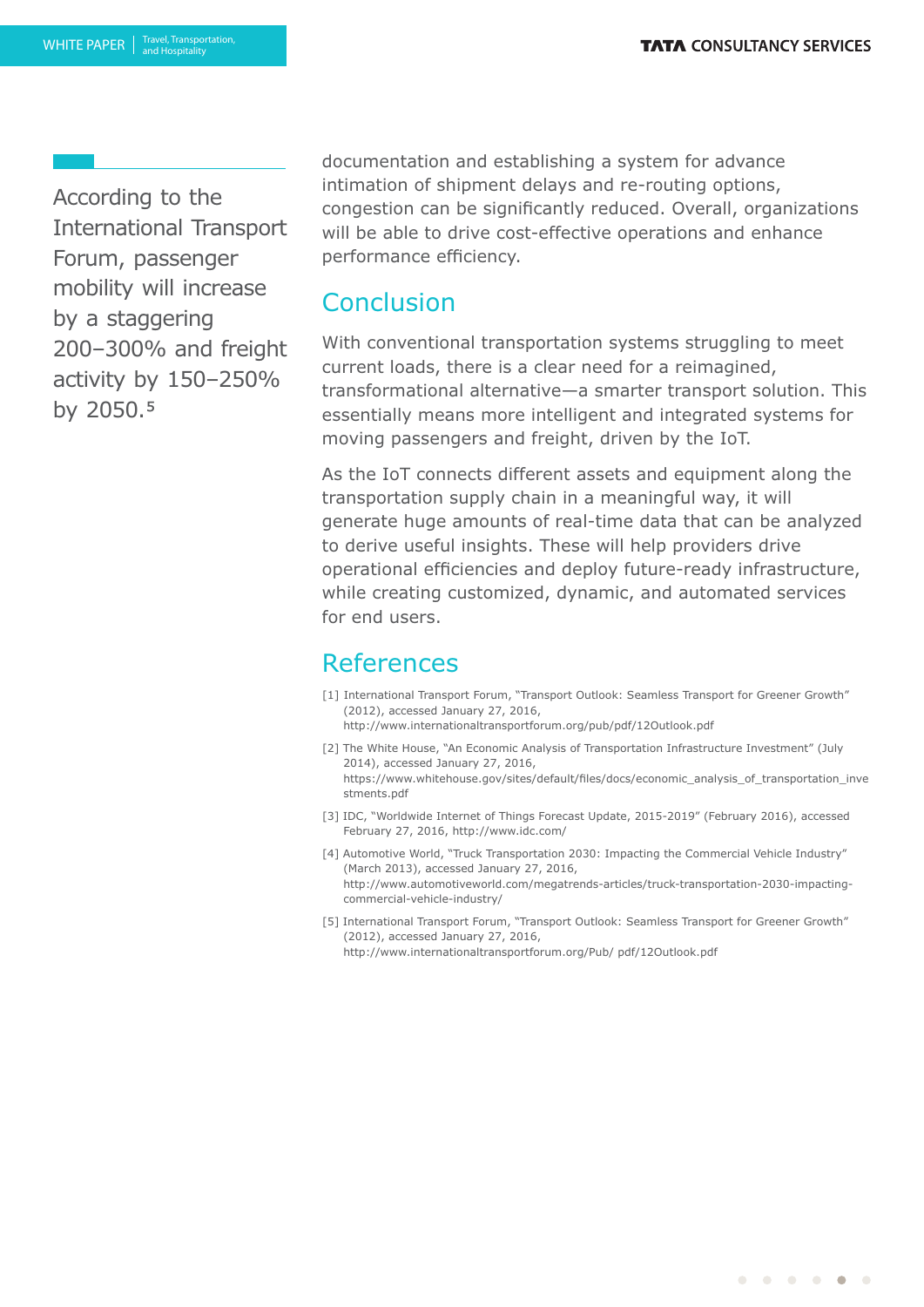documentation and establishing a system for advance intimation of shipment delays and re-routing options, congestion can be significantly reduced. Overall, organizations will be able to drive cost-effective operations and enhance performance efficiency.

According to the International Transport Forum, passenger mobility will increase by a staggering 200–300% and freight activity by 150–250% by 2050.[5]

## Conclusion

With conventional transportation systems struggling to meet current loads, there is a clear need for a reimagined, transformational alternative—a smarter transport solution. This essentially means more intelligent and integrated systems for moving passengers and freight, driven by the IoT.

As the IoT connects different assets and equipment along the transportation supply chain in a meaningful way, it will generate huge amounts of real-time data that can be analyzed to derive useful insights. These will help providers drive operational efficiencies and deploy future-ready infrastructure, while creating customized, dynamic, and automated services for end users.

## References

[1] International Transport Forum, "Transport Outlook: Seamless Transport for Greener Growth" (2012), accessed January 27, 2016, http://www.internationaltransportforum.org/pub/pdf/12Outlook.pdf

[2] The White House, "An Economic Analysis of Transportation Infrastructure Investment" (July 2014), accessed January 27, 2016, https://www.whitehouse.gov/sites/default/files/docs/economic_analysis_of_transportation_investments.pdf

[3] IDC, "Worldwide Internet of Things Forecast Update, 2015-2019" (February 2016), accessed February 27, 2016, http://www.idc.com/

[4] Automotive World, "Truck Transportation 2030: Impacting the Commercial Vehicle Industry" (March 2013), accessed January 27, 2016, http://www.automotiveworld.com/megatrends-articles/truck-transportation-2030-impacting-commercial-vehicle-industry/

[5] International Transport Forum, "Transport Outlook: Seamless Transport for Greener Growth" (2012), accessed January 27, 2016, http://www.internationaltransportforum.org/Pub/ pdf/12Outlook.pdf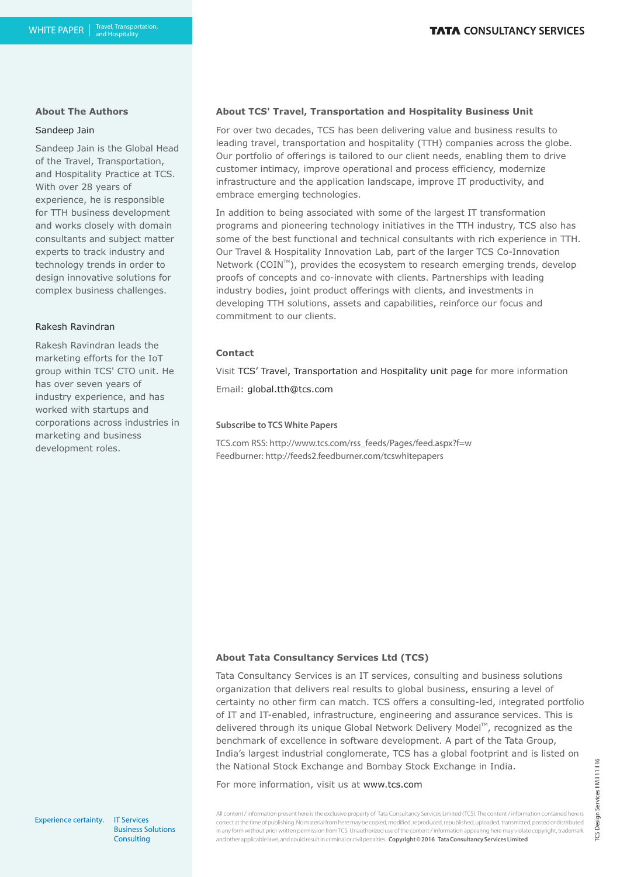## About The Authors

### Sandeep Jain

Sandeep Jain is the Global Head of the Travel, Transportation, and Hospitality Practice at TCS. With over 28 years of experience, he is responsible for TTH business development and works closely with domain consultants and subject matter experts to track industry and technology trends in order to design innovative solutions for complex business challenges.

### Rakesh Ravindran

Rakesh Ravindran leads the marketing efforts for the IoT group within TCS' CTO unit. He has over seven years of industry experience, and has worked with startups and corporations across industries in marketing and business development roles.

## About TCS' Travel, Transportation and Hospitality Business Unit

For over two decades, TCS has been delivering value and business results to leading travel, transportation and hospitality (TTH) companies across the globe. Our portfolio of offerings is tailored to our client needs, enabling them to drive customer intimacy, improve operational and process efficiency, modernize infrastructure and the application landscape, improve IT productivity, and embrace emerging technologies.

In addition to being associated with some of the largest IT transformation programs and pioneering technology initiatives in the TTH industry, TCS also has some of the best functional and technical consultants with rich experience in TTH. Our Travel & Hospitality Innovation Lab, part of the larger TCS Co-Innovation Network (COIN™), provides the ecosystem to research emerging trends, develop proofs of concepts and co-innovate with clients. Partnerships with leading industry bodies, joint product offerings with clients, and investments in developing TTH solutions, assets and capabilities, reinforce our focus and commitment to our clients.

## Contact

Visit TCS' Travel, Transportation and Hospitality unit page for more information

Email: global.tth@tcs.com

### Subscribe to TCS White Papers

TCS.com RSS: http://www.tcs.com/rss_feeds/Pages/feed.aspx?f=w
Feedburner: http://feeds2.feedburner.com/tcswhitepapers

## About Tata Consultancy Services Ltd (TCS)

Tata Consultancy Services is an IT services, consulting and business solutions organization that delivers real results to global business, ensuring a level of certainty no other firm can match. TCS offers a consulting-led, integrated portfolio of IT and IT-enabled, infrastructure, engineering and assurance services. This is delivered through its unique Global Network Delivery Model™, recognized as the benchmark of excellence in software development. A part of the Tata Group, India's largest industrial conglomerate, TCS has a global footprint and is listed on the National Stock Exchange and Bombay Stock Exchange in India.

For more information, visit us at www.tcs.com

Experience certainty. IT Services
Business Solutions
Consulting

All content / information present here is the exclusive property of Tata Consultancy Services Limited (TCS). The content / information contained here is correct at the time of publishing. No material from here may be copied, modified, reproduced, republished, uploaded, transmitted, posted or distributed in any form without prior written permission from TCS. Unauthorized use of the content / information appearing here may violate copyright, trademark and other applicable laws, and could result in criminal or civil penalties. **Copyright © 2016 Tata Consultancy Services Limited**

TCS Design Services I M I 11 I 16